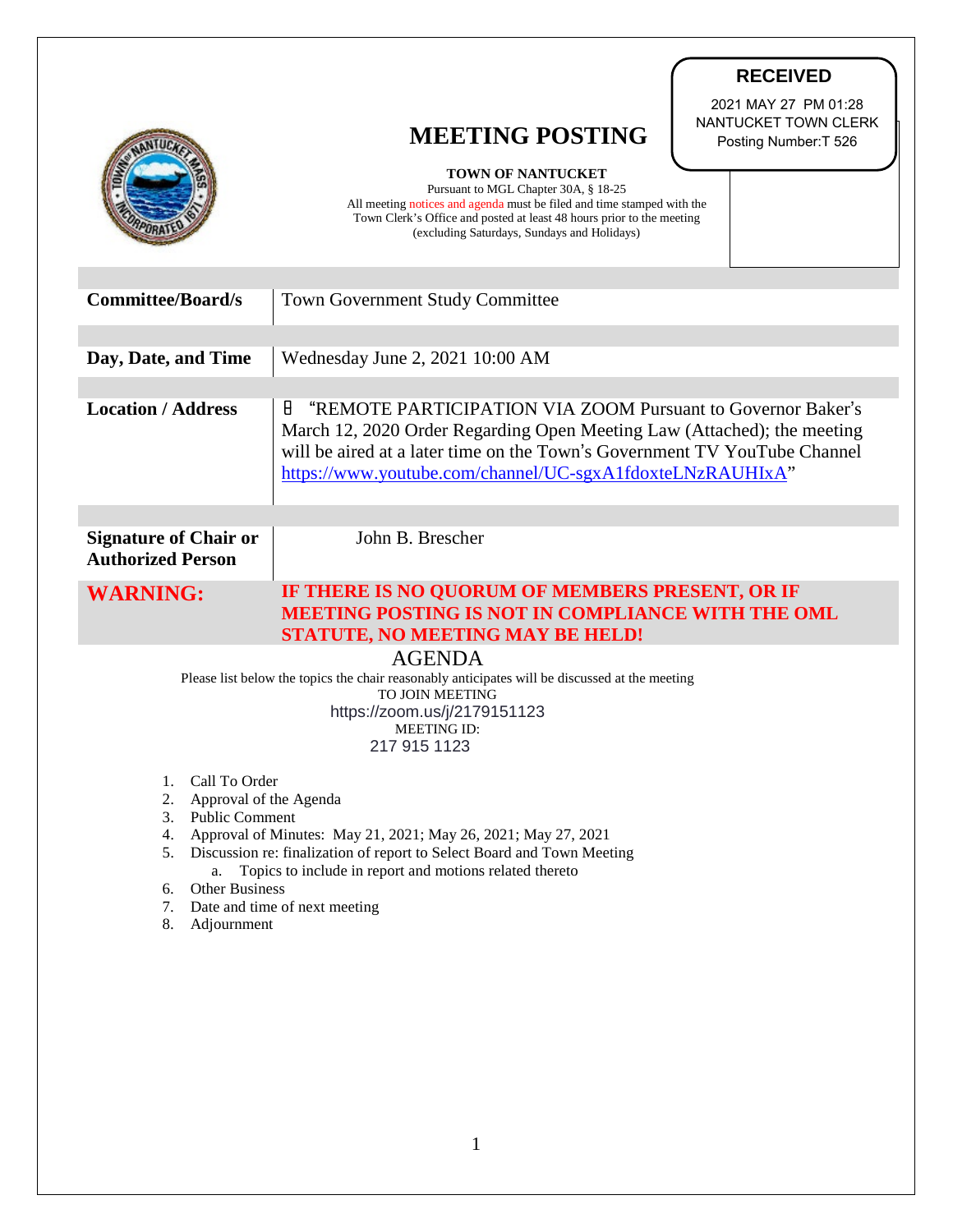**RECEIVED**

2021 MAY 27 PM 01:28
NANTUCKET TOWN CLERK
Posting Number:T 526

# MEETING POSTING

**TOWN OF NANTUCKET**
Pursuant to MGL Chapter 30A, § 18-25
All meeting notices and agenda must be filed and time stamped with the Town Clerk's Office and posted at least 48 hours prior to the meeting (excluding Saturdays, Sundays and Holidays)

| | |
|---|---|
| **Committee/Board/s** | Town Government Study Committee |
| **Day, Date, and Time** | Wednesday June 2, 2021 10:00 AM |
| **Location / Address** | "REMOTE PARTICIPATION VIA ZOOM Pursuant to Governor Baker's March 12, 2020 Order Regarding Open Meeting Law (Attached); the meeting will be aired at a later time on the Town's Government TV YouTube Channel https://www.youtube.com/channel/UC-sgxA1fdoxteLNzRAUHIxA" |
| **Signature of Chair or Authorized Person** | John B. Brescher |
| **WARNING:** | **IF THERE IS NO QUORUM OF MEMBERS PRESENT, OR IF MEETING POSTING IS NOT IN COMPLIANCE WITH THE OML STATUTE, NO MEETING MAY BE HELD!** |

## AGENDA

Please list below the topics the chair reasonably anticipates will be discussed at the meeting

TO JOIN MEETING
https://zoom.us/j/2179151123
MEETING ID:
217 915 1123

1. Call To Order
2. Approval of the Agenda
3. Public Comment
4. Approval of Minutes: May 21, 2021; May 26, 2021; May 27, 2021
5. Discussion re: finalization of report to Select Board and Town Meeting
   a. Topics to include in report and motions related thereto
6. Other Business
7. Date and time of next meeting
8. Adjournment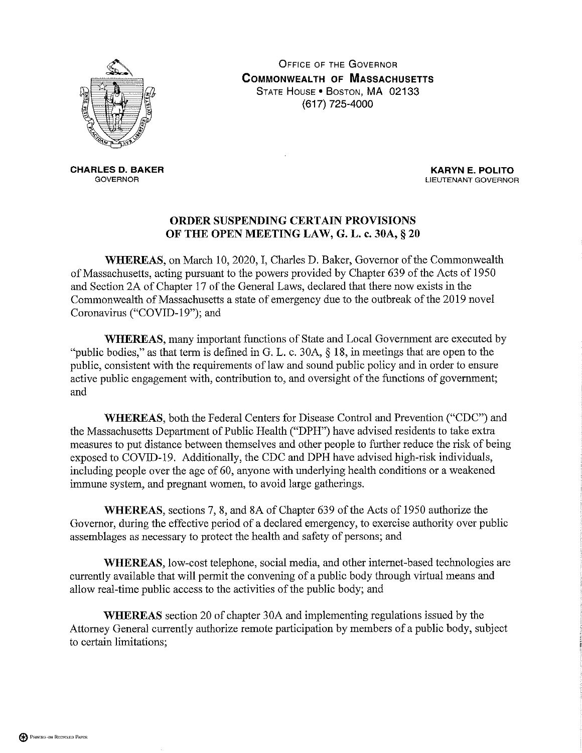OFFICE OF THE GOVERNOR
**COMMONWEALTH OF MASSACHUSETTS**
STATE HOUSE • BOSTON, MA 02133
(617) 725-4000

**CHARLES D. BAKER**
GOVERNOR

**KARYN E. POLITO**
LIEUTENANT GOVERNOR

## ORDER SUSPENDING CERTAIN PROVISIONS OF THE OPEN MEETING LAW, G. L. c. 30A, § 20

**WHEREAS**, on March 10, 2020, I, Charles D. Baker, Governor of the Commonwealth of Massachusetts, acting pursuant to the powers provided by Chapter 639 of the Acts of 1950 and Section 2A of Chapter 17 of the General Laws, declared that there now exists in the Commonwealth of Massachusetts a state of emergency due to the outbreak of the 2019 novel Coronavirus ("COVID-19"); and

**WHEREAS**, many important functions of State and Local Government are executed by "public bodies," as that term is defined in G. L. c. 30A, § 18, in meetings that are open to the public, consistent with the requirements of law and sound public policy and in order to ensure active public engagement with, contribution to, and oversight of the functions of government; and

**WHEREAS**, both the Federal Centers for Disease Control and Prevention ("CDC") and the Massachusetts Department of Public Health ("DPH") have advised residents to take extra measures to put distance between themselves and other people to further reduce the risk of being exposed to COVID-19. Additionally, the CDC and DPH have advised high-risk individuals, including people over the age of 60, anyone with underlying health conditions or a weakened immune system, and pregnant women, to avoid large gatherings.

**WHEREAS**, sections 7, 8, and 8A of Chapter 639 of the Acts of 1950 authorize the Governor, during the effective period of a declared emergency, to exercise authority over public assemblages as necessary to protect the health and safety of persons; and

**WHEREAS**, low-cost telephone, social media, and other internet-based technologies are currently available that will permit the convening of a public body through virtual means and allow real-time public access to the activities of the public body; and

**WHEREAS** section 20 of chapter 30A and implementing regulations issued by the Attorney General currently authorize remote participation by members of a public body, subject to certain limitations;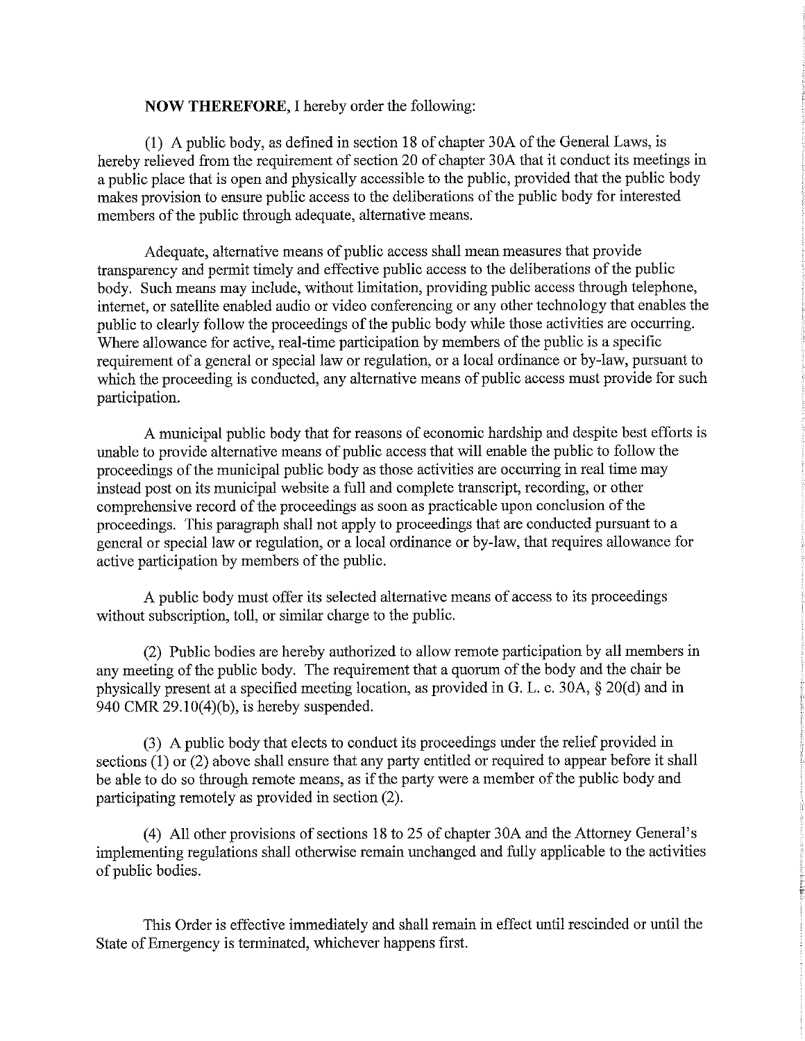**NOW THEREFORE**, I hereby order the following:

(1) A public body, as defined in section 18 of chapter 30A of the General Laws, is hereby relieved from the requirement of section 20 of chapter 30A that it conduct its meetings in a public place that is open and physically accessible to the public, provided that the public body makes provision to ensure public access to the deliberations of the public body for interested members of the public through adequate, alternative means.

Adequate, alternative means of public access shall mean measures that provide transparency and permit timely and effective public access to the deliberations of the public body. Such means may include, without limitation, providing public access through telephone, internet, or satellite enabled audio or video conferencing or any other technology that enables the public to clearly follow the proceedings of the public body while those activities are occurring. Where allowance for active, real-time participation by members of the public is a specific requirement of a general or special law or regulation, or a local ordinance or by-law, pursuant to which the proceeding is conducted, any alternative means of public access must provide for such participation.

A municipal public body that for reasons of economic hardship and despite best efforts is unable to provide alternative means of public access that will enable the public to follow the proceedings of the municipal public body as those activities are occurring in real time may instead post on its municipal website a full and complete transcript, recording, or other comprehensive record of the proceedings as soon as practicable upon conclusion of the proceedings. This paragraph shall not apply to proceedings that are conducted pursuant to a general or special law or regulation, or a local ordinance or by-law, that requires allowance for active participation by members of the public.

A public body must offer its selected alternative means of access to its proceedings without subscription, toll, or similar charge to the public.

(2) Public bodies are hereby authorized to allow remote participation by all members in any meeting of the public body. The requirement that a quorum of the body and the chair be physically present at a specified meeting location, as provided in G. L. c. 30A, § 20(d) and in 940 CMR 29.10(4)(b), is hereby suspended.

(3) A public body that elects to conduct its proceedings under the relief provided in sections (1) or (2) above shall ensure that any party entitled or required to appear before it shall be able to do so through remote means, as if the party were a member of the public body and participating remotely as provided in section (2).

(4) All other provisions of sections 18 to 25 of chapter 30A and the Attorney General's implementing regulations shall otherwise remain unchanged and fully applicable to the activities of public bodies.

This Order is effective immediately and shall remain in effect until rescinded or until the State of Emergency is terminated, whichever happens first.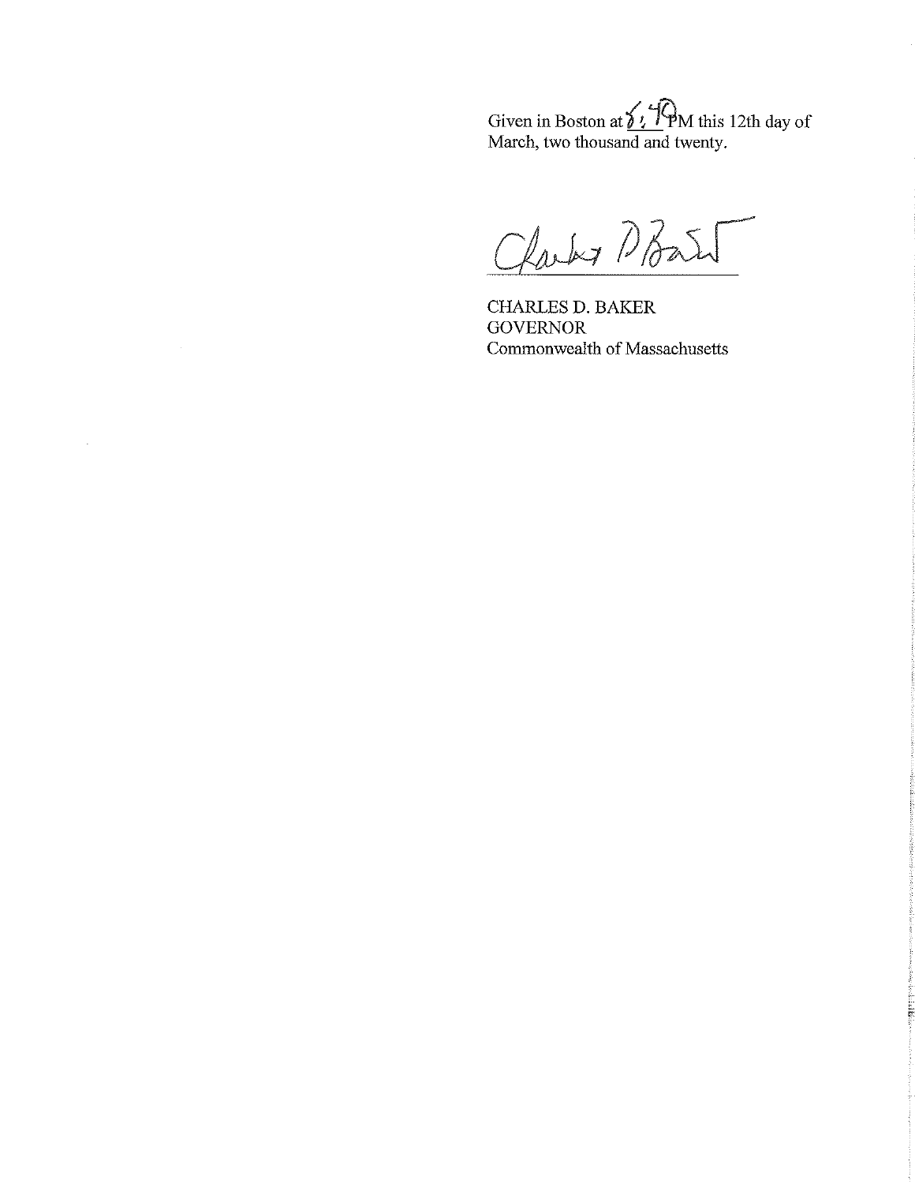Given in Boston at 5:40 PM this 12th day of March, two thousand and twenty.

CHARLES D. BAKER
GOVERNOR
Commonwealth of Massachusetts